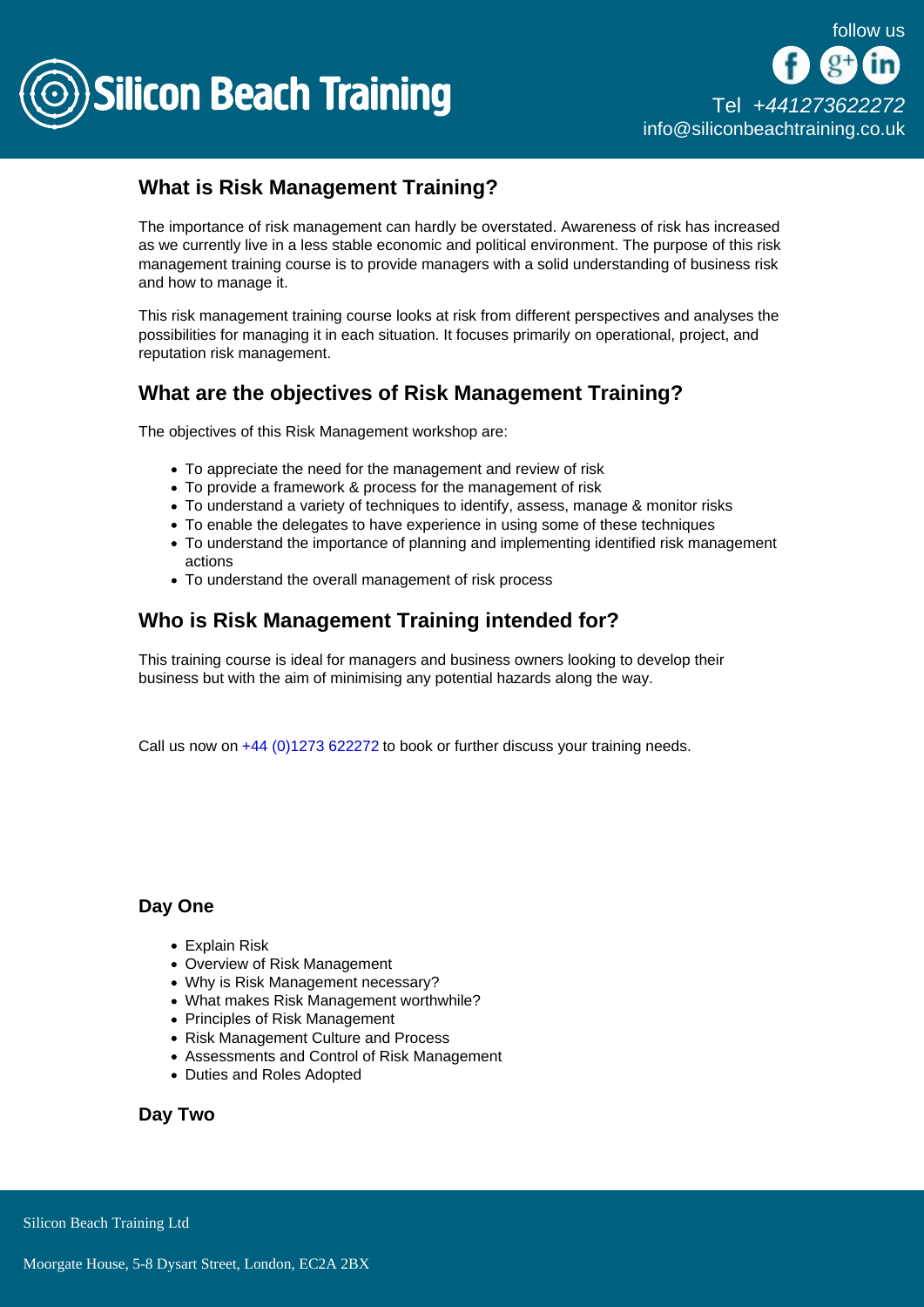## What is Risk Management Training?

The importance of risk management can hardly be overstated. Awareness of risk has increased as we currently live in a less stable economic and political environment. The purpose of this risk management training course is to provide managers with a solid understanding of business risk and how to manage it.

This risk management training course looks at risk from different perspectives and analyses the possibilities for managing it in each situation. It focuses primarily on operational, project, and reputation risk management.

## What are the objectives of Risk Management Training?

The objectives of this Risk Management workshop are:

- To appreciate the need for the management and review of risk
- To provide a framework & process for the management of risk
- To understand a variety of techniques to identify, assess, manage & monitor risks
- To enable the delegates to have experience in using some of these techniques
- To understand the importance of planning and implementing identified risk management actions
- To understand the overall management of risk process

## Who is Risk Management Training intended for?

This training course is ideal for managers and business owners looking to develop their business but with the aim of minimising any potential hazards along the way.

Call us now on +44 (0)1273 622272 to book or further discuss your training needs.

### Day One

- Explain Risk
- Overview of Risk Management
- Why is Risk Management necessary?
- What makes Risk Management worthwhile?
- Principles of Risk Management
- Risk Management Culture and Process
- Assessments and Control of Risk Management
- Duties and Roles Adopted

### Day Two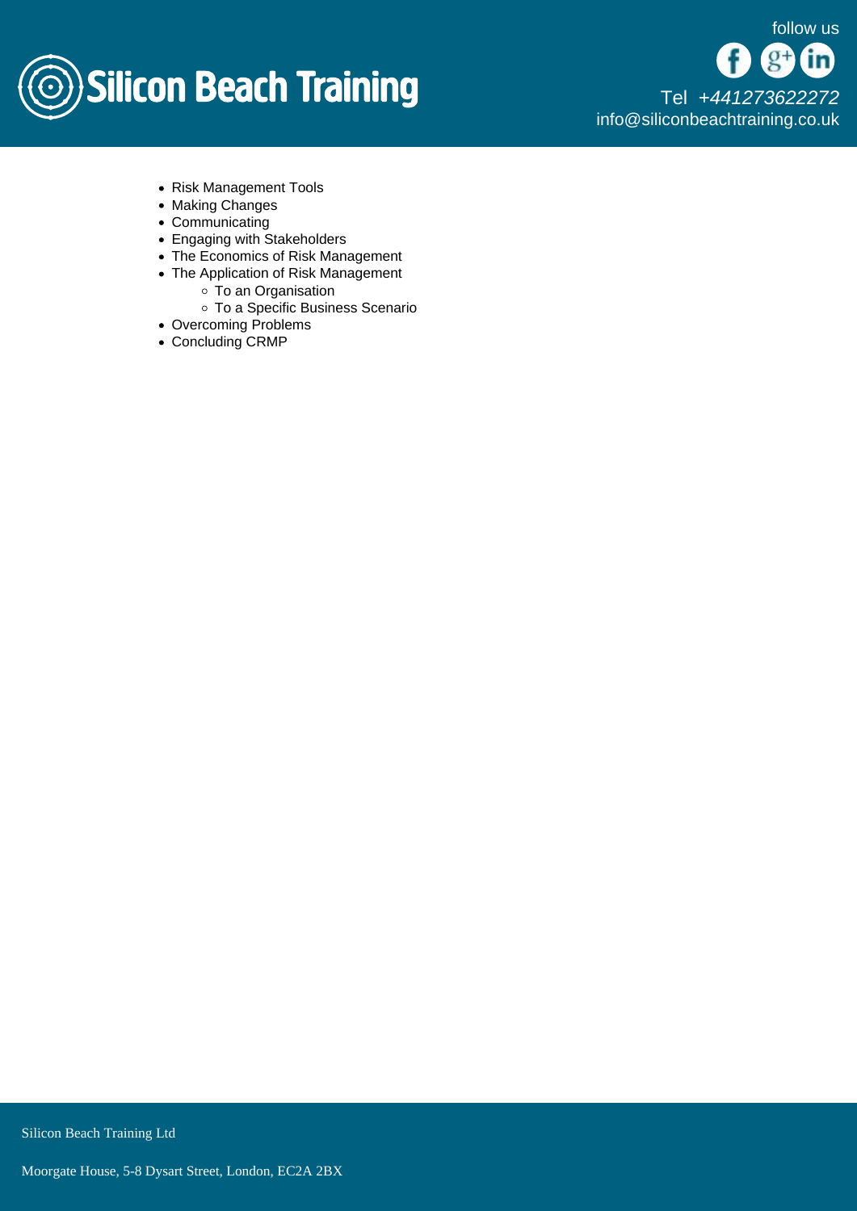- Risk Management Tools
- Making Changes
- Communicating
- Engaging with Stakeholders
- The Economics of Risk Management
- The Application of Risk Management
  - To an Organisation
  - To a Specific Business Scenario
- Overcoming Problems
- Concluding CRMP